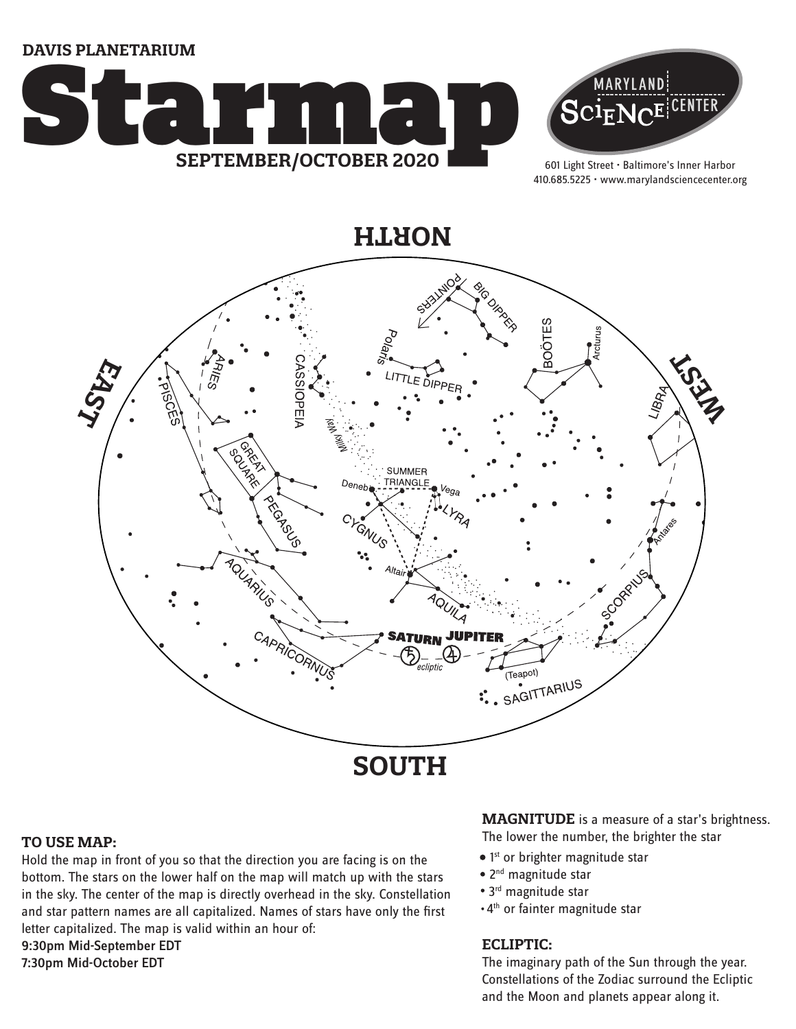DAVIS PLANETARIUM

# Starmap

**SEPTEMBER/OCTOBER 2020**

MARYLAND SCIENCE CENTER

601 Light Street • Baltimore's Inner Harbor
410.685.5225 • www.marylandsciencecenter.org

NORTH

EAST

WEST

SOUTH

CASSIOPEIA, Milky Way, POINTERS, BIG DIPPER, Polaris, LITTLE DIPPER, BOÖTES, Arcturus, ARIES, PISCES, LIBRA, GREAT SQUARE, PEGASUS, SUMMER TRIANGLE, Deneb, Vega, LYRA, CYGNUS, Antares, Altair, AQUILA, AQUARIUS, SCORPIUS, SATURN, JUPITER, CAPRICORNUS, ecliptic, (Teapot), SAGITTARIUS

### TO USE MAP:

Hold the map in front of you so that the direction you are facing is on the bottom. The stars on the lower half on the map will match up with the stars in the sky. The center of the map is directly overhead in the sky. Constellation and star pattern names are all capitalized. Names of stars have only the first letter capitalized. The map is valid within an hour of:

**9:30pm Mid-September EDT**
**7:30pm Mid-October EDT**

**MAGNITUDE** is a measure of a star's brightness. The lower the number, the brighter the star

- 1st or brighter magnitude star
- 2nd magnitude star
- 3rd magnitude star
- 4th or fainter magnitude star

### ECLIPTIC:

The imaginary path of the Sun through the year. Constellations of the Zodiac surround the Ecliptic and the Moon and planets appear along it.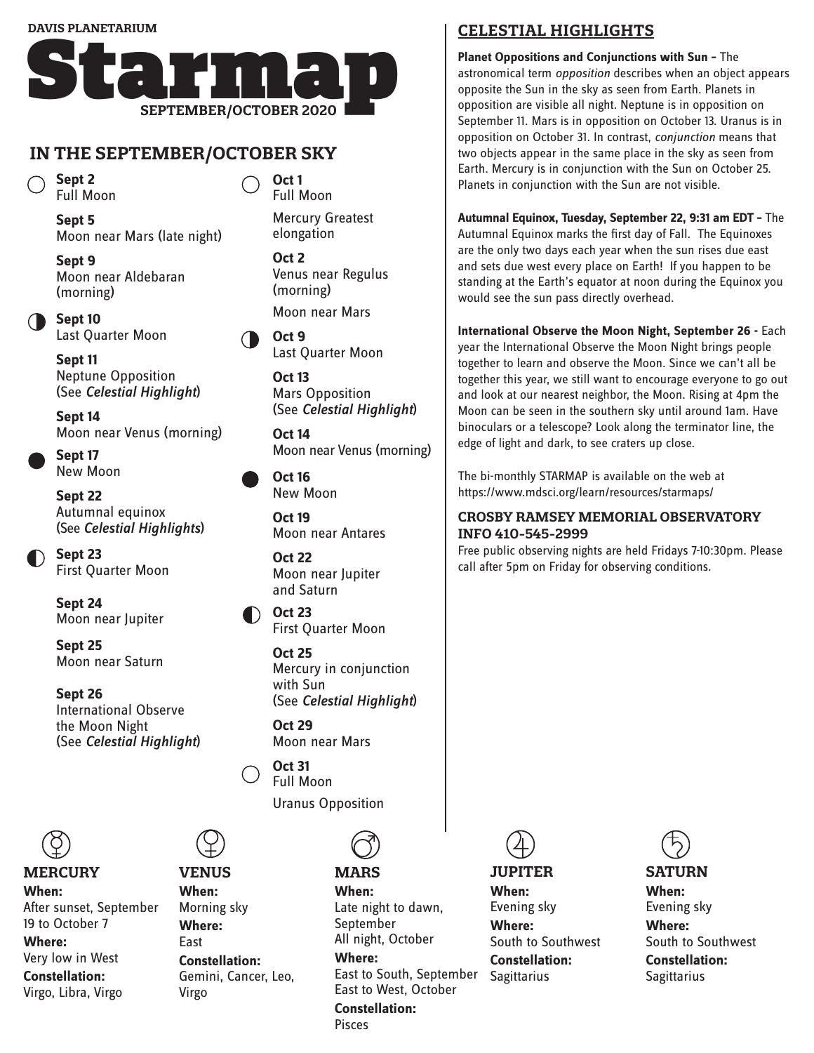DAVIS PLANETARIUM

# Starmap

SEPTEMBER/OCTOBER 2020

## IN THE SEPTEMBER/OCTOBER SKY

**Sept 2**
Full Moon

**Sept 5**
Moon near Mars (late night)

**Sept 9**
Moon near Aldebaran (morning)

**Sept 10**
Last Quarter Moon

**Sept 11**
Neptune Opposition (See ***Celestial Highlight***)

**Sept 14**
Moon near Venus (morning)

**Sept 17**
New Moon

**Sept 22**
Autumnal equinox (See ***Celestial Highlights***)

**Sept 23**
First Quarter Moon

**Sept 24**
Moon near Jupiter

**Sept 25**
Moon near Saturn

**Sept 26**
International Observe the Moon Night (See ***Celestial Highlight***)

**Oct 1**
Full Moon

Mercury Greatest elongation

**Oct 2**
Venus near Regulus (morning)

Moon near Mars

**Oct 9**
Last Quarter Moon

**Oct 13**
Mars Opposition (See ***Celestial Highlight***)

**Oct 14**
Moon near Venus (morning)

**Oct 16**
New Moon

**Oct 19**
Moon near Antares

**Oct 22**
Moon near Jupiter and Saturn

**Oct 23**
First Quarter Moon

**Oct 25**
Mercury in conjunction with Sun (See ***Celestial Highlight***)

**Oct 29**
Moon near Mars

**Oct 31**
Full Moon

Uranus Opposition

## CELESTIAL HIGHLIGHTS

**Planet Oppositions and Conjunctions with Sun –** The astronomical term *opposition* describes when an object appears opposite the Sun in the sky as seen from Earth. Planets in opposition are visible all night. Neptune is in opposition on September 11. Mars is in opposition on October 13. Uranus is in opposition on October 31. In contrast, *conjunction* means that two objects appear in the same place in the sky as seen from Earth. Mercury is in conjunction with the Sun on October 25. Planets in conjunction with the Sun are not visible.

**Autumnal Equinox, Tuesday, September 22, 9:31 am EDT –** The Autumnal Equinox marks the first day of Fall. The Equinoxes are the only two days each year when the sun rises due east and sets due west every place on Earth! If you happen to be standing at the Earth's equator at noon during the Equinox you would see the sun pass directly overhead.

**International Observe the Moon Night, September 26 -** Each year the International Observe the Moon Night brings people together to learn and observe the Moon. Since we can't all be together this year, we still want to encourage everyone to go out and look at our nearest neighbor, the Moon. Rising at 4pm the Moon can be seen in the southern sky until around 1am. Have binoculars or a telescope? Look along the terminator line, the edge of light and dark, to see craters up close.

The bi-monthly STARMAP is available on the web at https://www.mdsci.org/learn/resources/starmaps/

### CROSBY RAMSEY MEMORIAL OBSERVATORY INFO 410-545-2999

Free public observing nights are held Fridays 7-10:30pm. Please call after 5pm on Friday for observing conditions.

### MERCURY

**When:**
After sunset, September 19 to October 7

**Where:**
Very low in West

**Constellation:**
Virgo, Libra, Virgo

### VENUS

**When:**
Morning sky

**Where:**
East

**Constellation:**
Gemini, Cancer, Leo, Virgo

### MARS

**When:**
Late night to dawn, September
All night, October

**Where:**
East to South, September
East to West, October

**Constellation:**
Pisces

### JUPITER

**When:**
Evening sky

**Where:**
South to Southwest

**Constellation:**
Sagittarius

### SATURN

**When:**
Evening sky

**Where:**
South to Southwest

**Constellation:**
Sagittarius